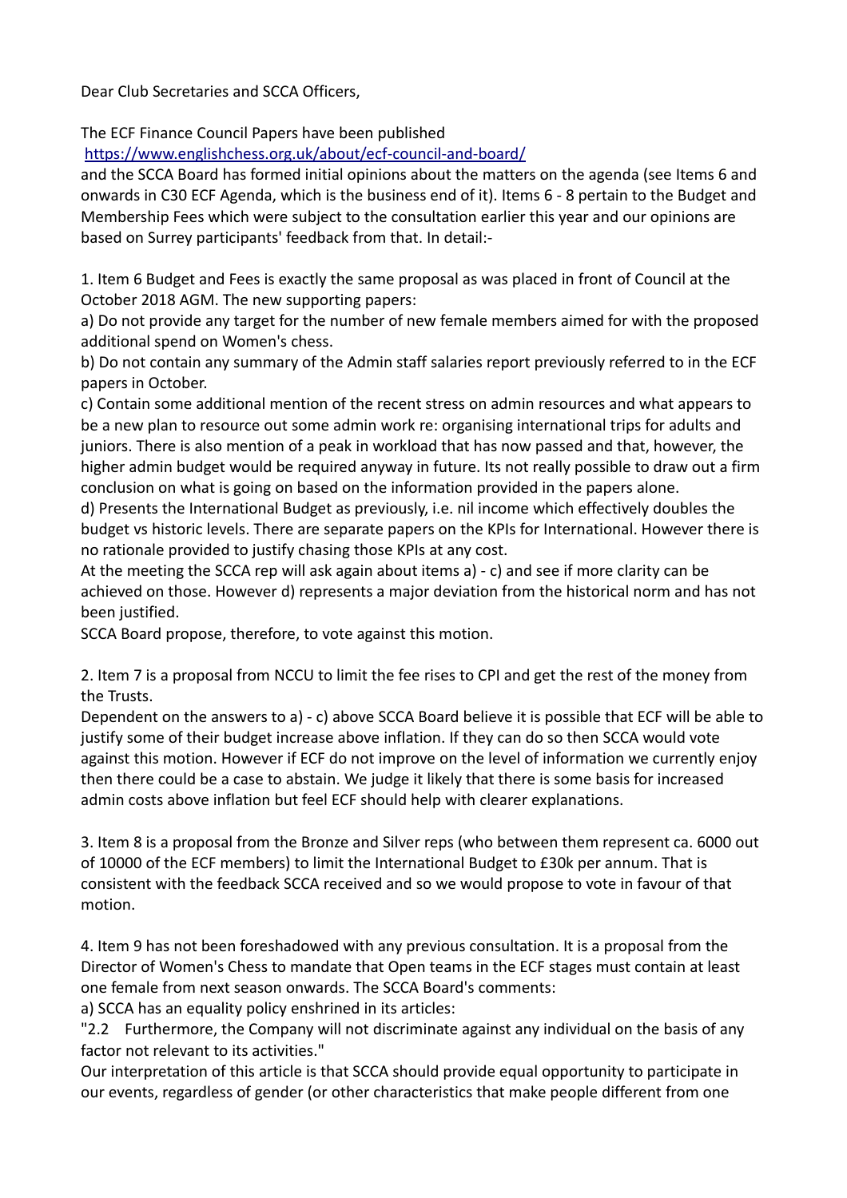Dear Club Secretaries and SCCA Officers,

The ECF Finance Council Papers have been published
https://www.englishchess.org.uk/about/ecf-council-and-board/
and the SCCA Board has formed initial opinions about the matters on the agenda (see Items 6 and onwards in C30 ECF Agenda, which is the business end of it). Items 6 - 8 pertain to the Budget and Membership Fees which were subject to the consultation earlier this year and our opinions are based on Surrey participants' feedback from that. In detail:-

1. Item 6 Budget and Fees is exactly the same proposal as was placed in front of Council at the October 2018 AGM. The new supporting papers:
a) Do not provide any target for the number of new female members aimed for with the proposed additional spend on Women's chess.
b) Do not contain any summary of the Admin staff salaries report previously referred to in the ECF papers in October.
c) Contain some additional mention of the recent stress on admin resources and what appears to be a new plan to resource out some admin work re: organising international trips for adults and juniors. There is also mention of a peak in workload that has now passed and that, however, the higher admin budget would be required anyway in future. Its not really possible to draw out a firm conclusion on what is going on based on the information provided in the papers alone.
d) Presents the International Budget as previously, i.e. nil income which effectively doubles the budget vs historic levels. There are separate papers on the KPIs for International. However there is no rationale provided to justify chasing those KPIs at any cost.
At the meeting the SCCA rep will ask again about items a) - c) and see if more clarity can be achieved on those. However d) represents a major deviation from the historical norm and has not been justified.
SCCA Board propose, therefore, to vote against this motion.

2. Item 7 is a proposal from NCCU to limit the fee rises to CPI and get the rest of the money from the Trusts.
Dependent on the answers to a) - c) above SCCA Board believe it is possible that ECF will be able to justify some of their budget increase above inflation. If they can do so then SCCA would vote against this motion. However if ECF do not improve on the level of information we currently enjoy then there could be a case to abstain. We judge it likely that there is some basis for increased admin costs above inflation but feel ECF should help with clearer explanations.

3. Item 8 is a proposal from the Bronze and Silver reps (who between them represent ca. 6000 out of 10000 of the ECF members) to limit the International Budget to £30k per annum. That is consistent with the feedback SCCA received and so we would propose to vote in favour of that motion.

4. Item 9 has not been foreshadowed with any previous consultation. It is a proposal from the Director of Women's Chess to mandate that Open teams in the ECF stages must contain at least one female from next season onwards. The SCCA Board's comments:
a) SCCA has an equality policy enshrined in its articles:
"2.2 Furthermore, the Company will not discriminate against any individual on the basis of any factor not relevant to its activities."
Our interpretation of this article is that SCCA should provide equal opportunity to participate in our events, regardless of gender (or other characteristics that make people different from one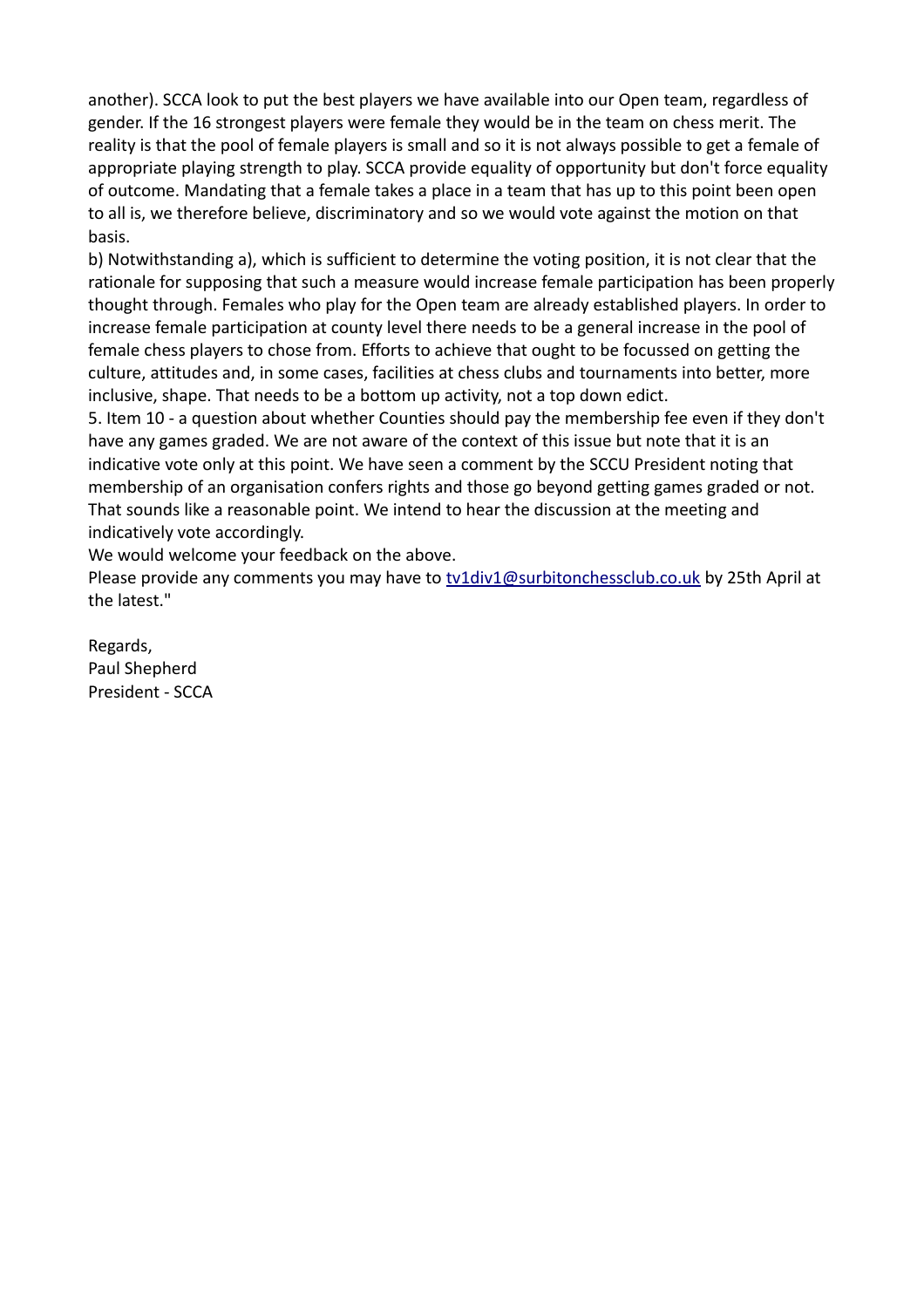another). SCCA look to put the best players we have available into our Open team, regardless of gender. If the 16 strongest players were female they would be in the team on chess merit. The reality is that the pool of female players is small and so it is not always possible to get a female of appropriate playing strength to play. SCCA provide equality of opportunity but don't force equality of outcome. Mandating that a female takes a place in a team that has up to this point been open to all is, we therefore believe, discriminatory and so we would vote against the motion on that basis.

b) Notwithstanding a), which is sufficient to determine the voting position, it is not clear that the rationale for supposing that such a measure would increase female participation has been properly thought through. Females who play for the Open team are already established players. In order to increase female participation at county level there needs to be a general increase in the pool of female chess players to chose from. Efforts to achieve that ought to be focussed on getting the culture, attitudes and, in some cases, facilities at chess clubs and tournaments into better, more inclusive, shape. That needs to be a bottom up activity, not a top down edict.

5. Item 10 - a question about whether Counties should pay the membership fee even if they don't have any games graded. We are not aware of the context of this issue but note that it is an indicative vote only at this point. We have seen a comment by the SCCU President noting that membership of an organisation confers rights and those go beyond getting games graded or not. That sounds like a reasonable point. We intend to hear the discussion at the meeting and indicatively vote accordingly.

We would welcome your feedback on the above.

Please provide any comments you may have to [tv1div1@surbitonchessclub.co.uk](mailto:tv1div1@surbitonchessclub.co.uk) by 25th April at the latest."

Regards,
Paul Shepherd
President - SCCA